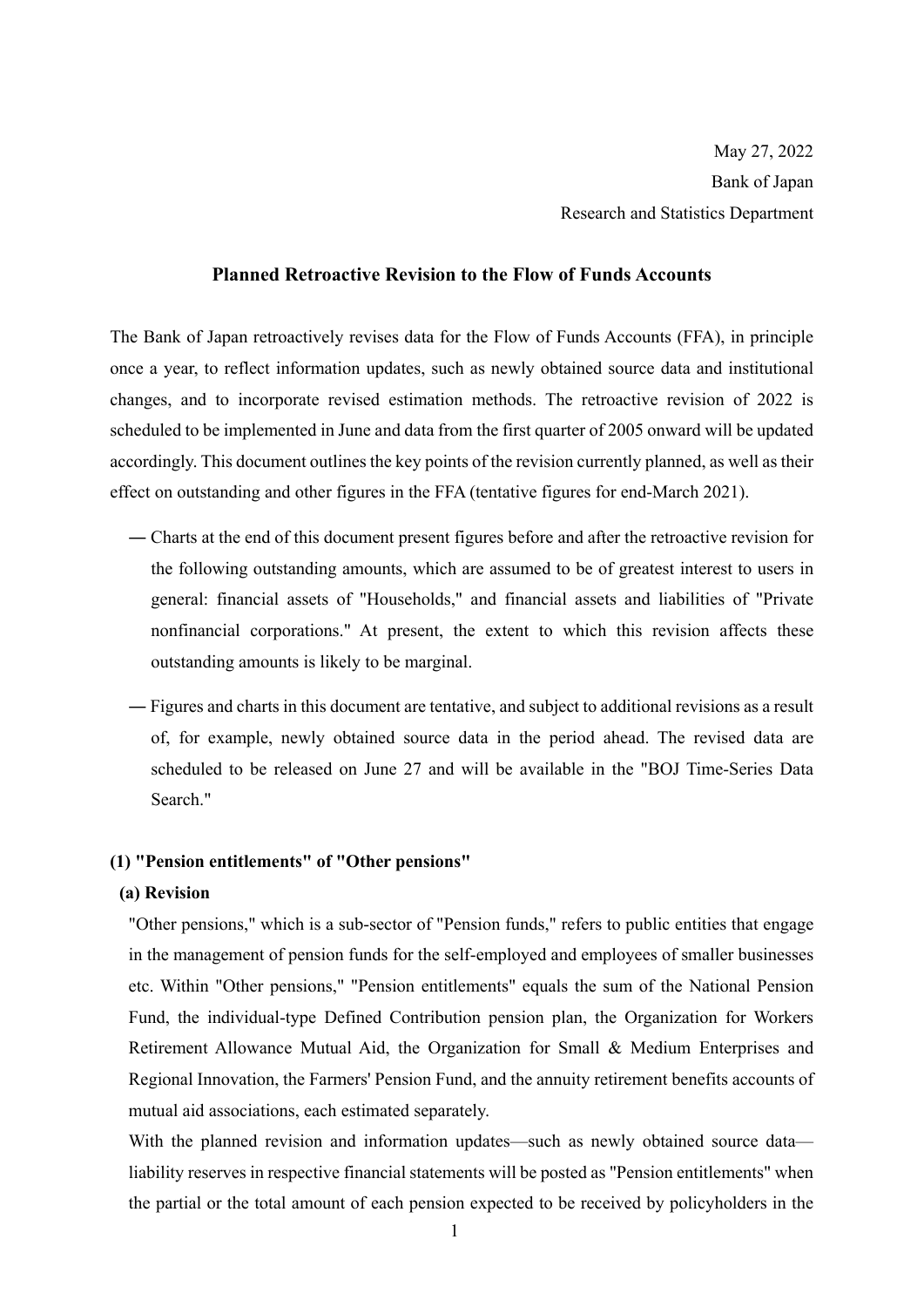May 27, 2022

Bank of Japan

Research and Statistics Department

# Planned Retroactive Revision to the Flow of Funds Accounts

The Bank of Japan retroactively revises data for the Flow of Funds Accounts (FFA), in principle once a year, to reflect information updates, such as newly obtained source data and institutional changes, and to incorporate revised estimation methods. The retroactive revision of 2022 is scheduled to be implemented in June and data from the first quarter of 2005 onward will be updated accordingly. This document outlines the key points of the revision currently planned, as well as their effect on outstanding and other figures in the FFA (tentative figures for end-March 2021).

― Charts at the end of this document present figures before and after the retroactive revision for the following outstanding amounts, which are assumed to be of greatest interest to users in general: financial assets of "Households," and financial assets and liabilities of "Private nonfinancial corporations." At present, the extent to which this revision affects these outstanding amounts is likely to be marginal.

― Figures and charts in this document are tentative, and subject to additional revisions as a result of, for example, newly obtained source data in the period ahead. The revised data are scheduled to be released on June 27 and will be available in the "BOJ Time-Series Data Search."

## (1) "Pension entitlements" of "Other pensions"

### (a) Revision

"Other pensions," which is a sub-sector of "Pension funds," refers to public entities that engage in the management of pension funds for the self-employed and employees of smaller businesses etc. Within "Other pensions," "Pension entitlements" equals the sum of the National Pension Fund, the individual-type Defined Contribution pension plan, the Organization for Workers Retirement Allowance Mutual Aid, the Organization for Small & Medium Enterprises and Regional Innovation, the Farmers' Pension Fund, and the annuity retirement benefits accounts of mutual aid associations, each estimated separately.

With the planned revision and information updates—such as newly obtained source data—liability reserves in respective financial statements will be posted as "Pension entitlements" when the partial or the total amount of each pension expected to be received by policyholders in the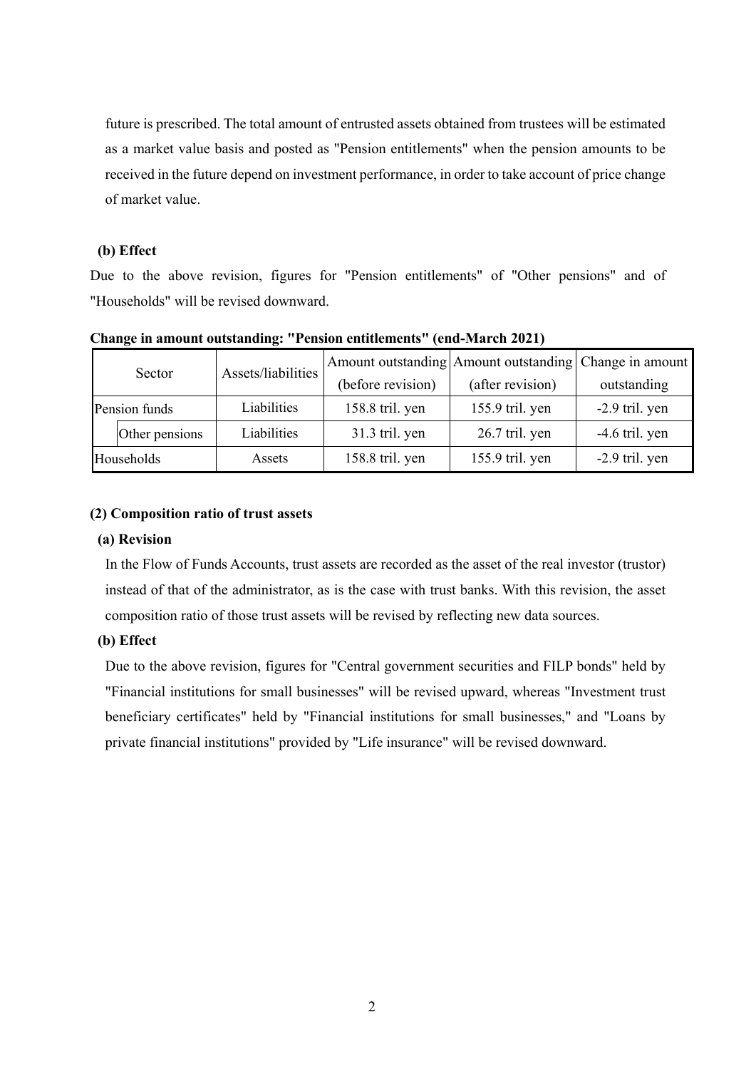future is prescribed. The total amount of entrusted assets obtained from trustees will be estimated as a market value basis and posted as "Pension entitlements" when the pension amounts to be received in the future depend on investment performance, in order to take account of price change of market value.

**(b) Effect**

Due to the above revision, figures for "Pension entitlements" of "Other pensions" and of "Households" will be revised downward.

**Change in amount outstanding: "Pension entitlements" (end-March 2021)**

| Sector | | Assets/liabilities | Amount outstanding (before revision) | Amount outstanding (after revision) | Change in amount outstanding |
|---|---|---|---|---|---|
| Pension funds | | Liabilities | 158.8 tril. yen | 155.9 tril. yen | -2.9 tril. yen |
| | Other pensions | Liabilities | 31.3 tril. yen | 26.7 tril. yen | -4.6 tril. yen |
| Households | | Assets | 158.8 tril. yen | 155.9 tril. yen | -2.9 tril. yen |

**(2) Composition ratio of trust assets**

**(a) Revision**

In the Flow of Funds Accounts, trust assets are recorded as the asset of the real investor (trustor) instead of that of the administrator, as is the case with trust banks. With this revision, the asset composition ratio of those trust assets will be revised by reflecting new data sources.

**(b) Effect**

Due to the above revision, figures for "Central government securities and FILP bonds" held by "Financial institutions for small businesses" will be revised upward, whereas "Investment trust beneficiary certificates" held by "Financial institutions for small businesses," and "Loans by private financial institutions" provided by "Life insurance" will be revised downward.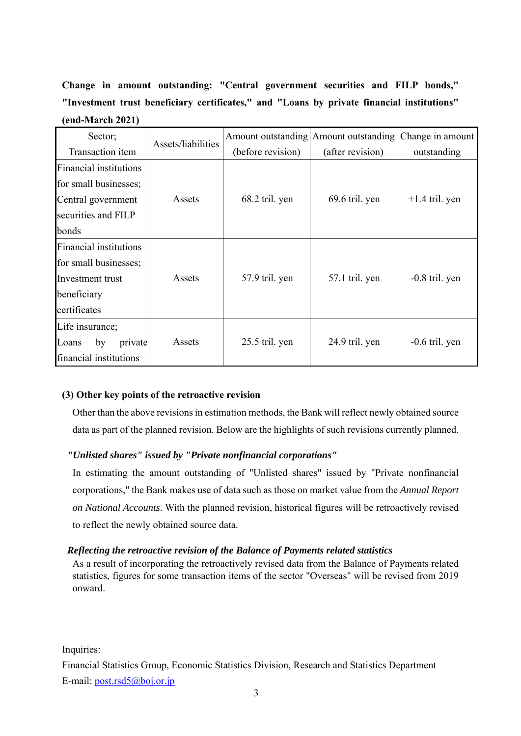**Change in amount outstanding: "Central government securities and FILP bonds," "Investment trust beneficiary certificates," and "Loans by private financial institutions" (end-March 2021)**

| Sector; Transaction item | Assets/liabilities | Amount outstanding (before revision) | Amount outstanding (after revision) | Change in amount outstanding |
|---|---|---|---|---|
| Financial institutions for small businesses; Central government securities and FILP bonds | Assets | 68.2 tril. yen | 69.6 tril. yen | +1.4 tril. yen |
| Financial institutions for small businesses; Investment trust beneficiary certificates | Assets | 57.9 tril. yen | 57.1 tril. yen | -0.8 tril. yen |
| Life insurance; Loans by private financial institutions | Assets | 25.5 tril. yen | 24.9 tril. yen | -0.6 tril. yen |

**(3) Other key points of the retroactive revision**

Other than the above revisions in estimation methods, the Bank will reflect newly obtained source data as part of the planned revision. Below are the highlights of such revisions currently planned.

***"Unlisted shares" issued by "Private nonfinancial corporations"***

In estimating the amount outstanding of "Unlisted shares" issued by "Private nonfinancial corporations," the Bank makes use of data such as those on market value from the *Annual Report on National Accounts*. With the planned revision, historical figures will be retroactively revised to reflect the newly obtained source data.

***Reflecting the retroactive revision of the Balance of Payments related statistics***

As a result of incorporating the retroactively revised data from the Balance of Payments related statistics, figures for some transaction items of the sector "Overseas" will be revised from 2019 onward.

Inquiries:

Financial Statistics Group, Economic Statistics Division, Research and Statistics Department

E-mail: post.rsd5@boj.or.jp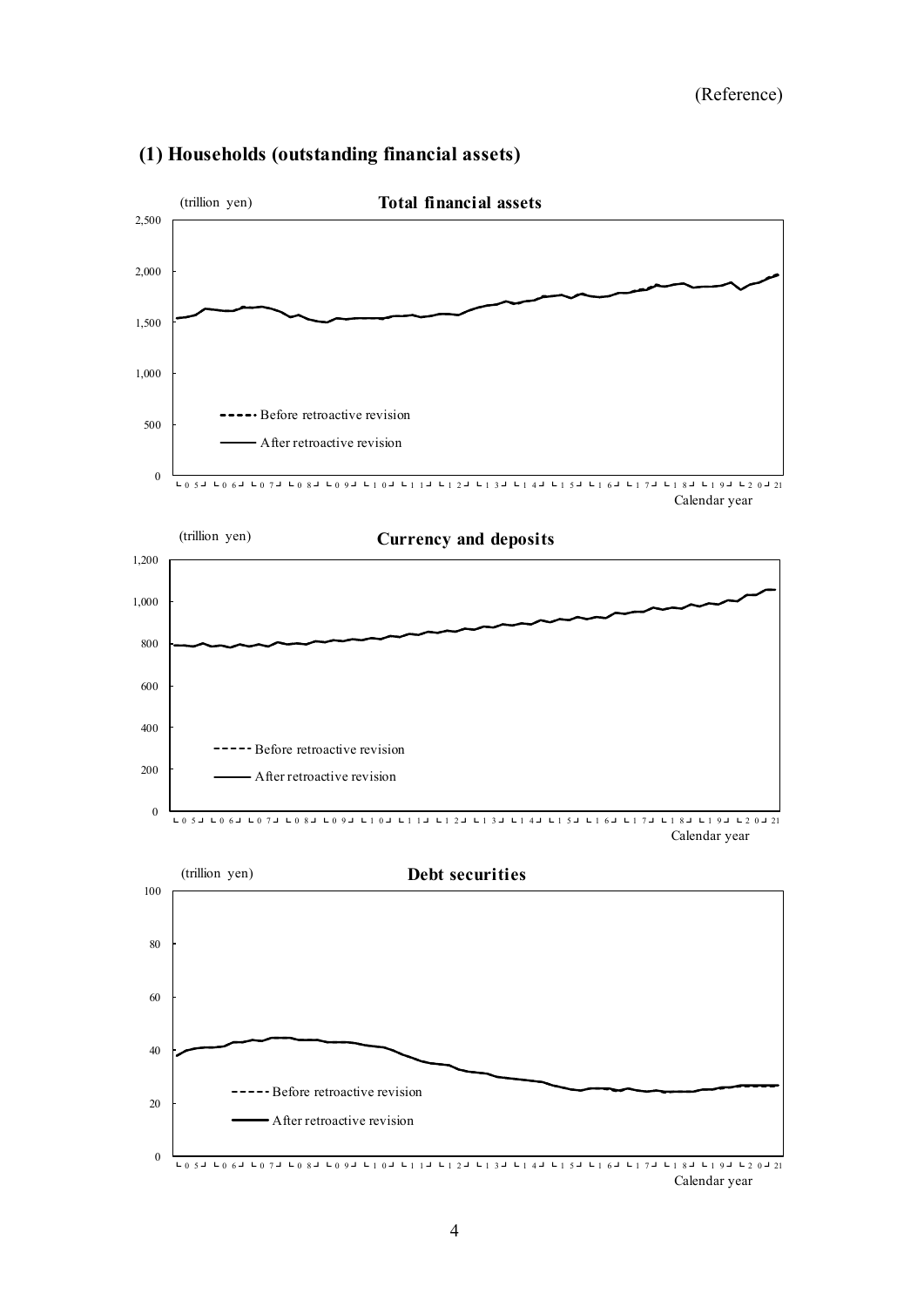(Reference)

## (1) Households (outstanding financial assets)

(trillion yen)

**Total financial assets**

Before retroactive revision

After retroactive revision

Calendar year

(trillion yen)

**Currency and deposits**

Before retroactive revision

After retroactive revision

Calendar year

(trillion yen)

**Debt securities**

Before retroactive revision

After retroactive revision

Calendar year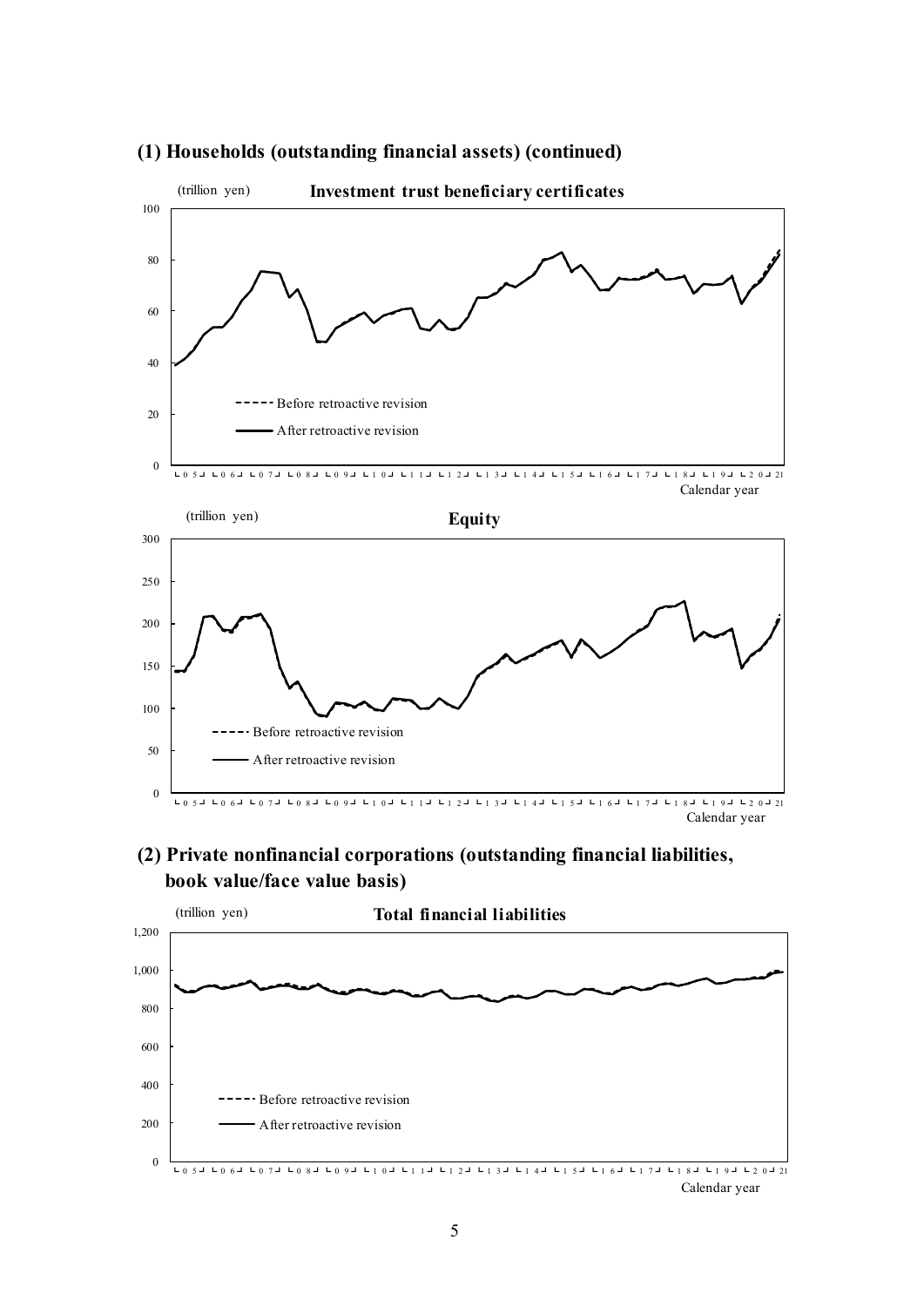## (1) Households (outstanding financial assets) (continued)

(trillion yen) **Investment trust beneficiary certificates**

0, 20, 40, 60, 80, 100

Before retroactive revision

After retroactive revision

05 06 07 08 09 10 11 12 13 14 15 16 17 18 19 20 21

Calendar year

(trillion yen) **Equity**

0, 50, 100, 150, 200, 250, 300

Before retroactive revision

After retroactive revision

05 06 07 08 09 10 11 12 13 14 15 16 17 18 19 20 21

Calendar year

## (2) Private nonfinancial corporations (outstanding financial liabilities, book value/face value basis)

(trillion yen) **Total financial liabilities**

0, 200, 400, 600, 800, 1,000, 1,200

Before retroactive revision

After retroactive revision

05 06 07 08 09 10 11 12 13 14 15 16 17 18 19 20 21

Calendar year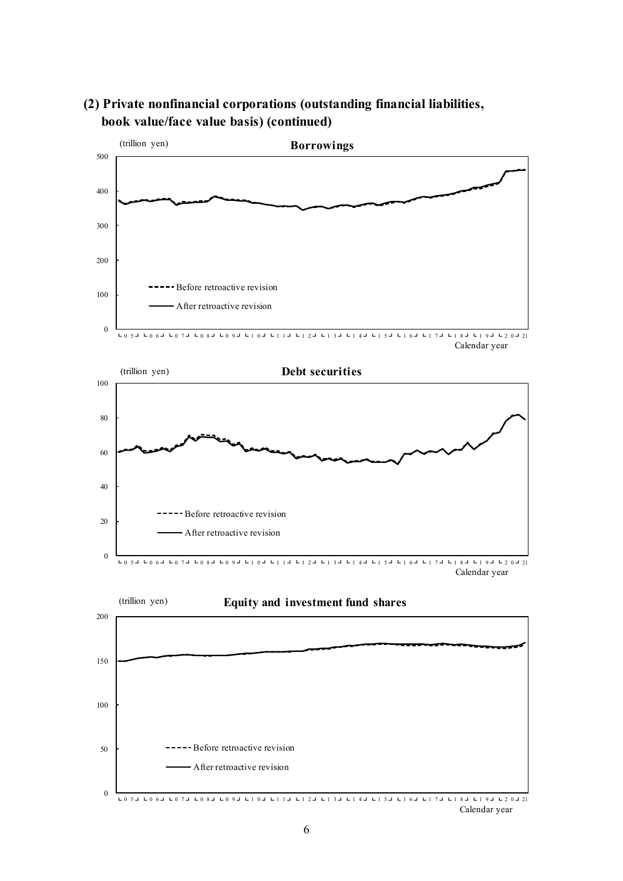### (2) Private nonfinancial corporations (outstanding financial liabilities, book value/face value basis) (continued)

**Borrowings**

(trillion yen)

- Before retroactive revision
- After retroactive revision

Calendar year

**Debt securities**

(trillion yen)

- Before retroactive revision
- After retroactive revision

Calendar year

**Equity and investment fund shares**

(trillion yen)

- Before retroactive revision
- After retroactive revision

Calendar year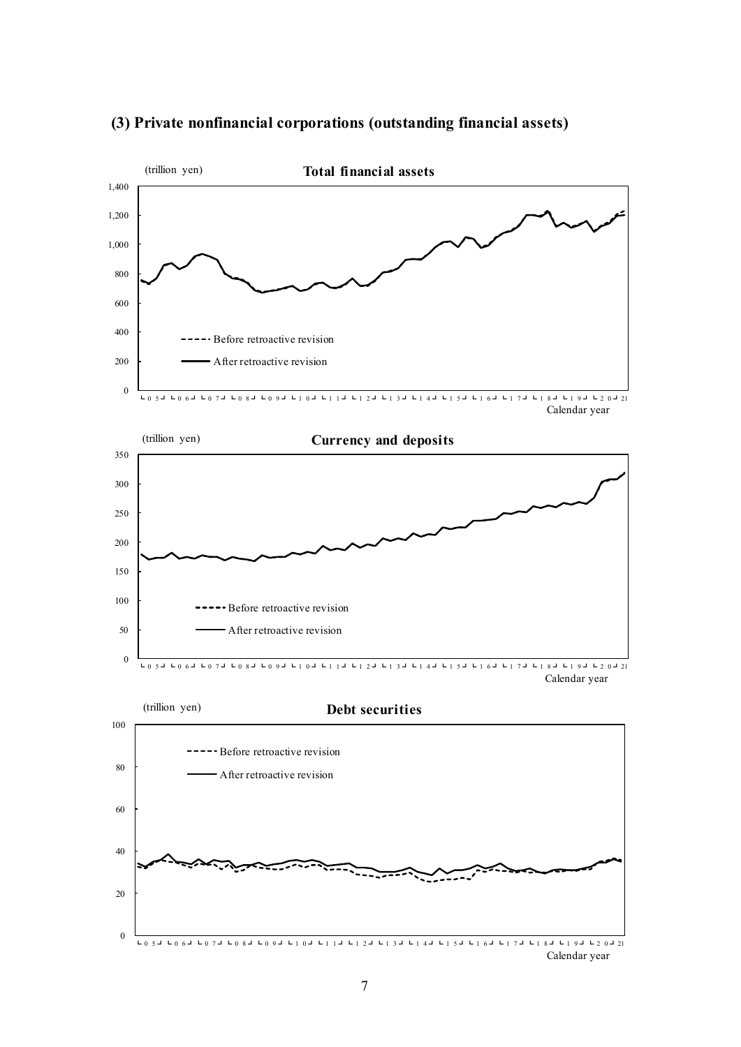### (3) Private nonfinancial corporations (outstanding financial assets)

(trillion yen)

**Total financial assets**

1,400
1,200
1,000
800
600
400
200
0

Before retroactive revision
After retroactive revision

05 06 07 08 09 10 11 12 13 14 15 16 17 18 19 20 21

Calendar year

(trillion yen)

**Currency and deposits**

350
300
250
200
150
100
50
0

Before retroactive revision
After retroactive revision

05 06 07 08 09 10 11 12 13 14 15 16 17 18 19 20 21

Calendar year

(trillion yen)

**Debt securities**

100
80
60
40
20
0

Before retroactive revision
After retroactive revision

05 06 07 08 09 10 11 12 13 14 15 16 17 18 19 20 21

Calendar year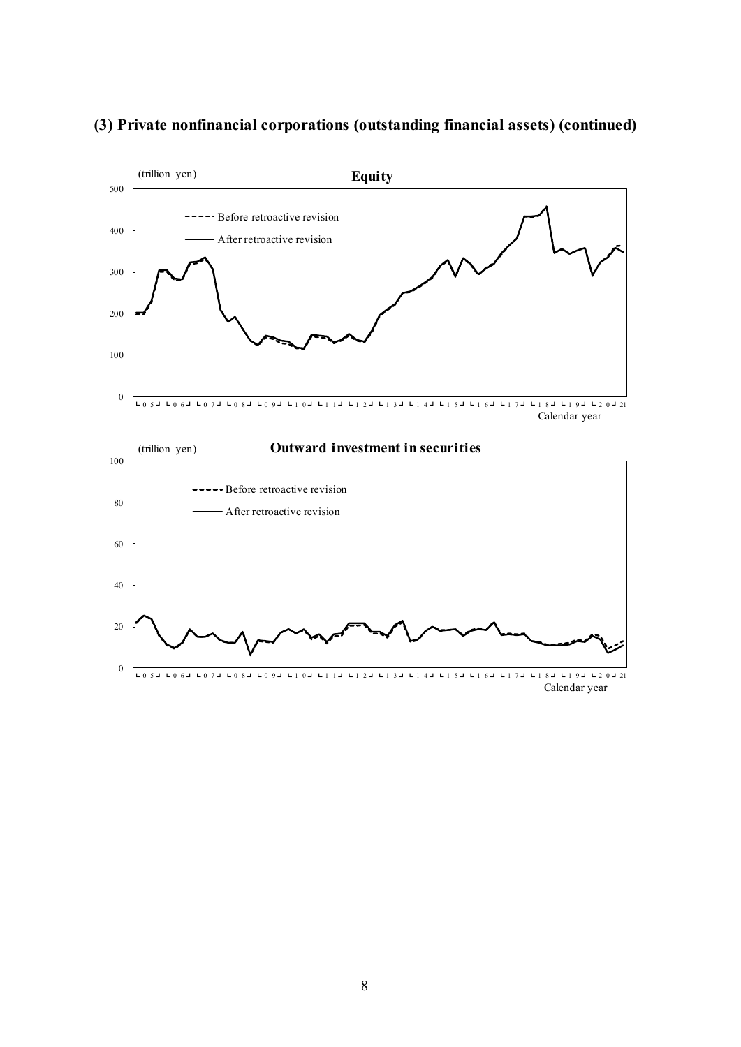### (3) Private nonfinancial corporations (outstanding financial assets) (continued)

**Equity**

(trillion yen)

500
400
300
200
100
0

Before retroactive revision
After retroactive revision

05 06 07 08 09 10 11 12 13 14 15 16 17 18 19 20 21

Calendar year

**Outward investment in securities**

(trillion yen)

100
80
60
40
20
0

Before retroactive revision
After retroactive revision

05 06 07 08 09 10 11 12 13 14 15 16 17 18 19 20 21

Calendar year